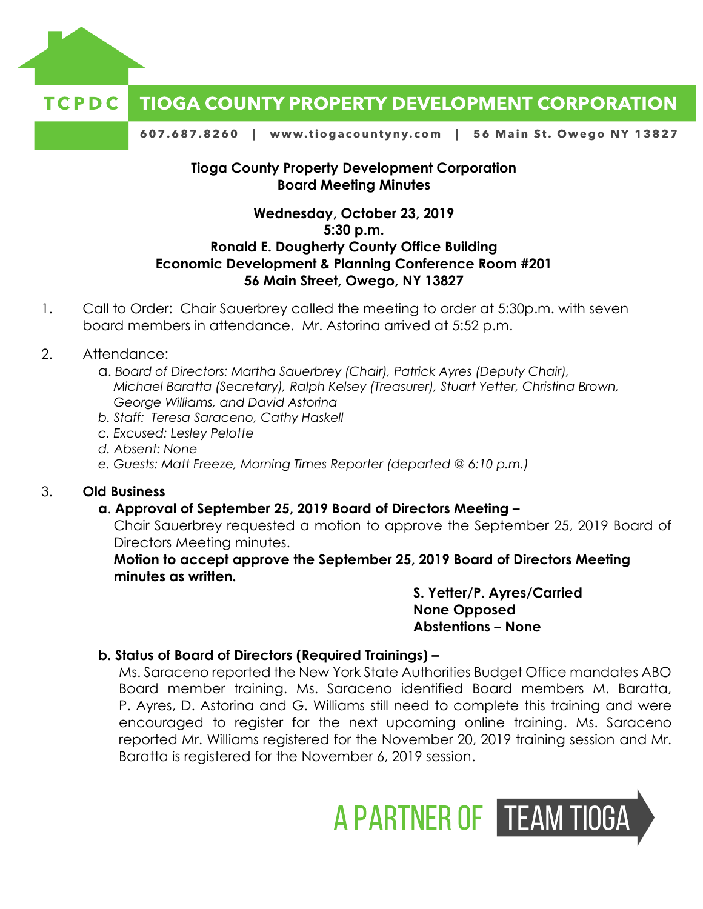TCPDC **TIOGA COUNTY PROPERTY DEVELOPMENT CORPORATION**

**607.687.8260 | www.tiogacountyny.com | 56 Main St. Owego NY 13827**

**Tioga County Property Development Corporation**
**Board Meeting Minutes**

**Wednesday, October 23, 2019**
**5:30 p.m.**
**Ronald E. Dougherty County Office Building**
**Economic Development & Planning Conference Room #201**
**56 Main Street, Owego, NY 13827**

1. Call to Order: Chair Sauerbrey called the meeting to order at 5:30p.m. with seven board members in attendance. Mr. Astorina arrived at 5:52 p.m.

2. Attendance:
   a. *Board of Directors: Martha Sauerbrey (Chair), Patrick Ayres (Deputy Chair), Michael Baratta (Secretary), Ralph Kelsey (Treasurer), Stuart Yetter, Christina Brown, George Williams, and David Astorina*
   b. *Staff: Teresa Saraceno, Cathy Haskell*
   c. *Excused: Lesley Pelotte*
   d. *Absent: None*
   e. *Guests: Matt Freeze, Morning Times Reporter (departed @ 6:10 p.m.)*

3. **Old Business**

   **a. Approval of September 25, 2019 Board of Directors Meeting –**
   Chair Sauerbrey requested a motion to approve the September 25, 2019 Board of Directors Meeting minutes.
   **Motion to accept approve the September 25, 2019 Board of Directors Meeting minutes as written.**

   **S. Yetter/P. Ayres/Carried**
   **None Opposed**
   **Abstentions – None**

   **b. Status of Board of Directors (Required Trainings) –**
   Ms. Saraceno reported the New York State Authorities Budget Office mandates ABO Board member training. Ms. Saraceno identified Board members M. Baratta, P. Ayres, D. Astorina and G. Williams still need to complete this training and were encouraged to register for the next upcoming online training. Ms. Saraceno reported Mr. Williams registered for the November 20, 2019 training session and Mr. Baratta is registered for the November 6, 2019 session.

A PARTNER OF TEAM TIOGA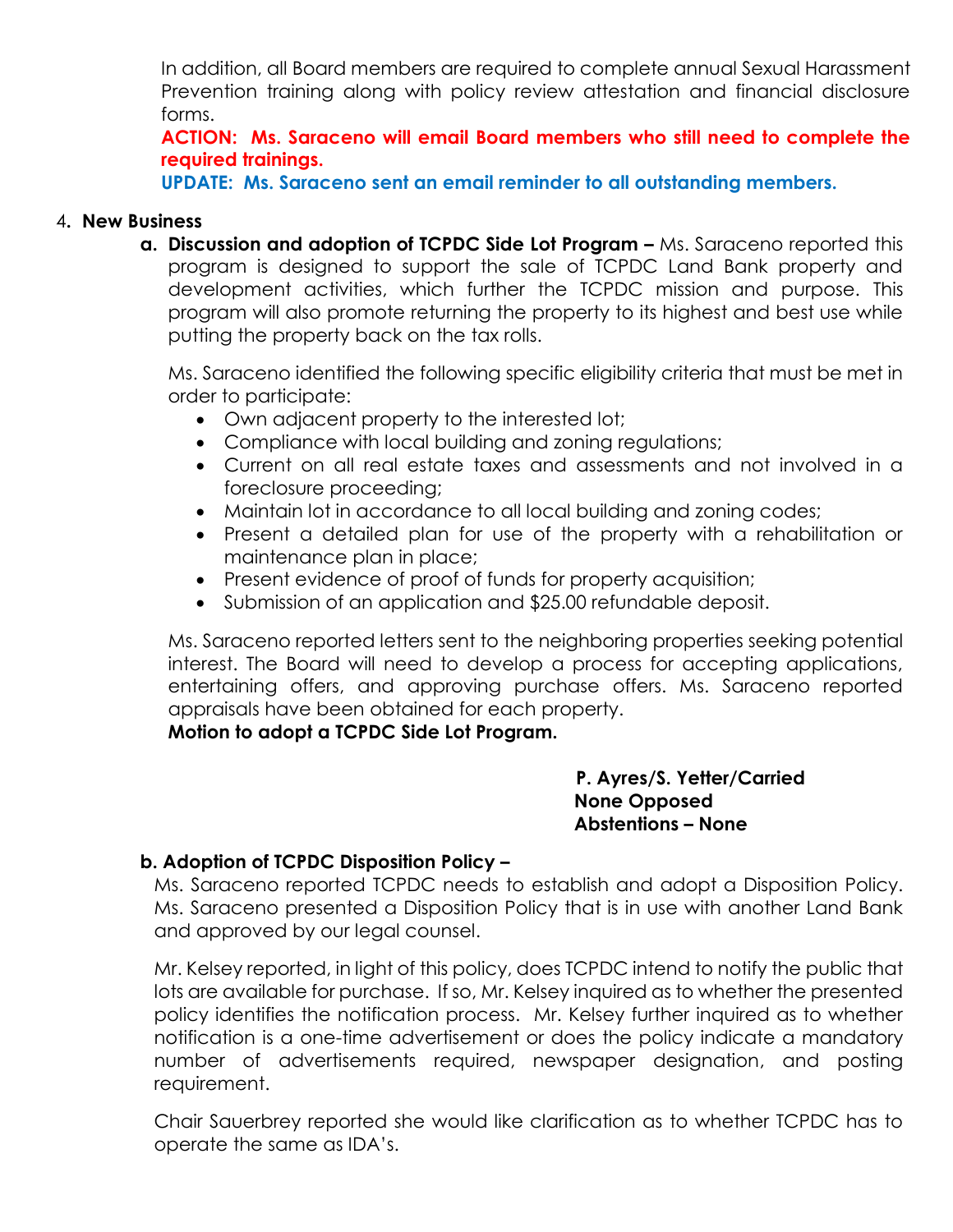In addition, all Board members are required to complete annual Sexual Harassment Prevention training along with policy review attestation and financial disclosure forms.

**ACTION: Ms. Saraceno will email Board members who still need to complete the required trainings.**

**UPDATE: Ms. Saraceno sent an email reminder to all outstanding members.**

4**. New Business**

**a. Discussion and adoption of TCPDC Side Lot Program –** Ms. Saraceno reported this program is designed to support the sale of TCPDC Land Bank property and development activities, which further the TCPDC mission and purpose. This program will also promote returning the property to its highest and best use while putting the property back on the tax rolls.

Ms. Saraceno identified the following specific eligibility criteria that must be met in order to participate:

- Own adjacent property to the interested lot;
- Compliance with local building and zoning regulations;
- Current on all real estate taxes and assessments and not involved in a foreclosure proceeding;
- Maintain lot in accordance to all local building and zoning codes;
- Present a detailed plan for use of the property with a rehabilitation or maintenance plan in place;
- Present evidence of proof of funds for property acquisition;
- Submission of an application and $25.00 refundable deposit.

Ms. Saraceno reported letters sent to the neighboring properties seeking potential interest. The Board will need to develop a process for accepting applications, entertaining offers, and approving purchase offers. Ms. Saraceno reported appraisals have been obtained for each property.

**Motion to adopt a TCPDC Side Lot Program.**

**P. Ayres/S. Yetter/Carried**
**None Opposed**
**Abstentions – None**

**b. Adoption of TCPDC Disposition Policy –**

Ms. Saraceno reported TCPDC needs to establish and adopt a Disposition Policy. Ms. Saraceno presented a Disposition Policy that is in use with another Land Bank and approved by our legal counsel.

Mr. Kelsey reported, in light of this policy, does TCPDC intend to notify the public that lots are available for purchase. If so, Mr. Kelsey inquired as to whether the presented policy identifies the notification process. Mr. Kelsey further inquired as to whether notification is a one-time advertisement or does the policy indicate a mandatory number of advertisements required, newspaper designation, and posting requirement.

Chair Sauerbrey reported she would like clarification as to whether TCPDC has to operate the same as IDA's.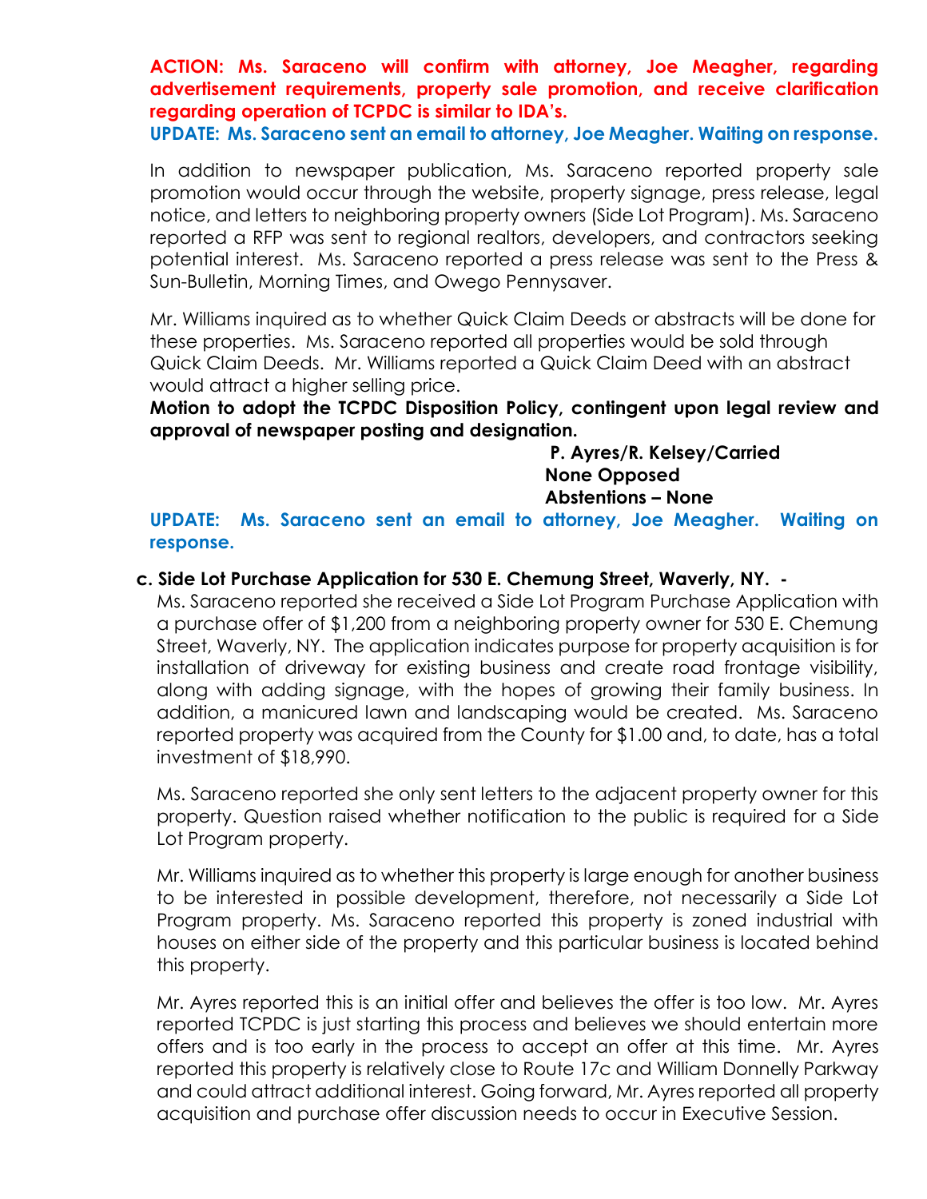**ACTION: Ms. Saraceno will confirm with attorney, Joe Meagher, regarding advertisement requirements, property sale promotion, and receive clarification regarding operation of TCPDC is similar to IDA's.**
**UPDATE: Ms. Saraceno sent an email to attorney, Joe Meagher. Waiting on response.**

In addition to newspaper publication, Ms. Saraceno reported property sale promotion would occur through the website, property signage, press release, legal notice, and letters to neighboring property owners (Side Lot Program). Ms. Saraceno reported a RFP was sent to regional realtors, developers, and contractors seeking potential interest. Ms. Saraceno reported a press release was sent to the Press & Sun-Bulletin, Morning Times, and Owego Pennysaver.

Mr. Williams inquired as to whether Quick Claim Deeds or abstracts will be done for these properties. Ms. Saraceno reported all properties would be sold through Quick Claim Deeds. Mr. Williams reported a Quick Claim Deed with an abstract would attract a higher selling price.

**Motion to adopt the TCPDC Disposition Policy, contingent upon legal review and approval of newspaper posting and designation.**

**P. Ayres/R. Kelsey/Carried**
**None Opposed**
**Abstentions – None**

**UPDATE: Ms. Saraceno sent an email to attorney, Joe Meagher. Waiting on response.**

**c. Side Lot Purchase Application for 530 E. Chemung Street, Waverly, NY. -**

Ms. Saraceno reported she received a Side Lot Program Purchase Application with a purchase offer of $1,200 from a neighboring property owner for 530 E. Chemung Street, Waverly, NY. The application indicates purpose for property acquisition is for installation of driveway for existing business and create road frontage visibility, along with adding signage, with the hopes of growing their family business. In addition, a manicured lawn and landscaping would be created. Ms. Saraceno reported property was acquired from the County for $1.00 and, to date, has a total investment of $18,990.

Ms. Saraceno reported she only sent letters to the adjacent property owner for this property. Question raised whether notification to the public is required for a Side Lot Program property.

Mr. Williams inquired as to whether this property is large enough for another business to be interested in possible development, therefore, not necessarily a Side Lot Program property. Ms. Saraceno reported this property is zoned industrial with houses on either side of the property and this particular business is located behind this property.

Mr. Ayres reported this is an initial offer and believes the offer is too low. Mr. Ayres reported TCPDC is just starting this process and believes we should entertain more offers and is too early in the process to accept an offer at this time. Mr. Ayres reported this property is relatively close to Route 17c and William Donnelly Parkway and could attract additional interest. Going forward, Mr. Ayres reported all property acquisition and purchase offer discussion needs to occur in Executive Session.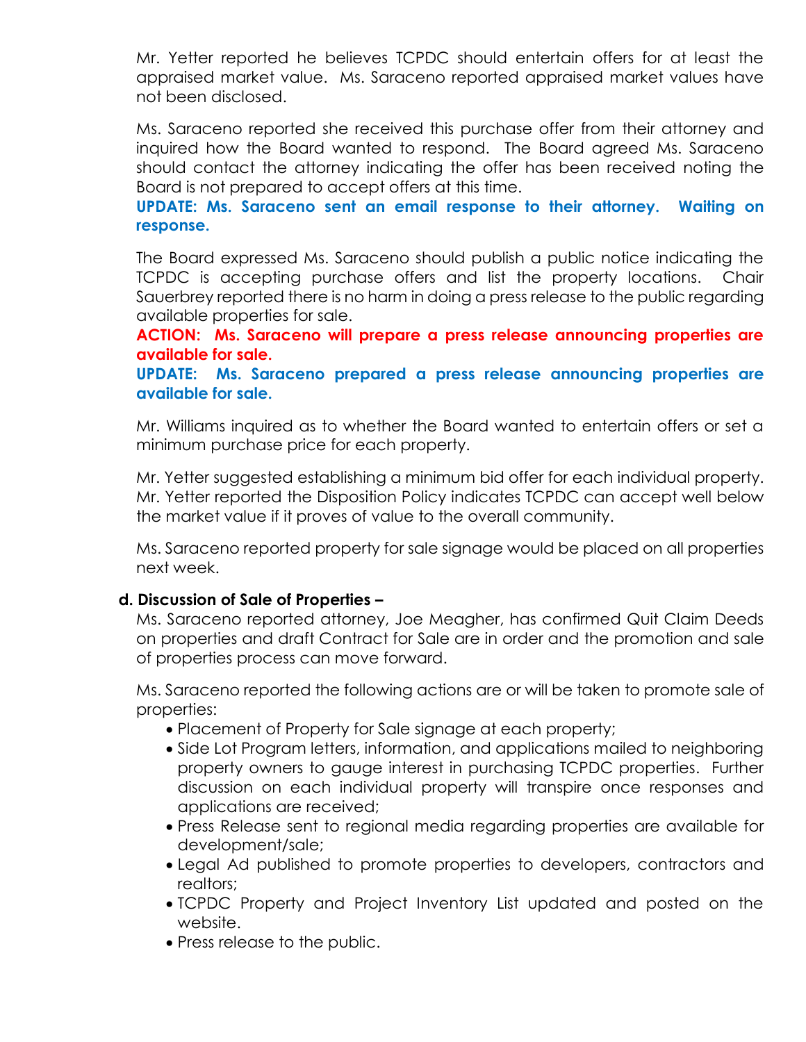Mr. Yetter reported he believes TCPDC should entertain offers for at least the appraised market value. Ms. Saraceno reported appraised market values have not been disclosed.

Ms. Saraceno reported she received this purchase offer from their attorney and inquired how the Board wanted to respond. The Board agreed Ms. Saraceno should contact the attorney indicating the offer has been received noting the Board is not prepared to accept offers at this time.

**UPDATE: Ms. Saraceno sent an email response to their attorney. Waiting on response.**

The Board expressed Ms. Saraceno should publish a public notice indicating the TCPDC is accepting purchase offers and list the property locations. Chair Sauerbrey reported there is no harm in doing a press release to the public regarding available properties for sale.

**ACTION: Ms. Saraceno will prepare a press release announcing properties are available for sale.**

**UPDATE: Ms. Saraceno prepared a press release announcing properties are available for sale.**

Mr. Williams inquired as to whether the Board wanted to entertain offers or set a minimum purchase price for each property.

Mr. Yetter suggested establishing a minimum bid offer for each individual property. Mr. Yetter reported the Disposition Policy indicates TCPDC can accept well below the market value if it proves of value to the overall community.

Ms. Saraceno reported property for sale signage would be placed on all properties next week.

**d. Discussion of Sale of Properties –**

Ms. Saraceno reported attorney, Joe Meagher, has confirmed Quit Claim Deeds on properties and draft Contract for Sale are in order and the promotion and sale of properties process can move forward.

Ms. Saraceno reported the following actions are or will be taken to promote sale of properties:

- Placement of Property for Sale signage at each property;
- Side Lot Program letters, information, and applications mailed to neighboring property owners to gauge interest in purchasing TCPDC properties. Further discussion on each individual property will transpire once responses and applications are received;
- Press Release sent to regional media regarding properties are available for development/sale;
- Legal Ad published to promote properties to developers, contractors and realtors;
- TCPDC Property and Project Inventory List updated and posted on the website.
- Press release to the public.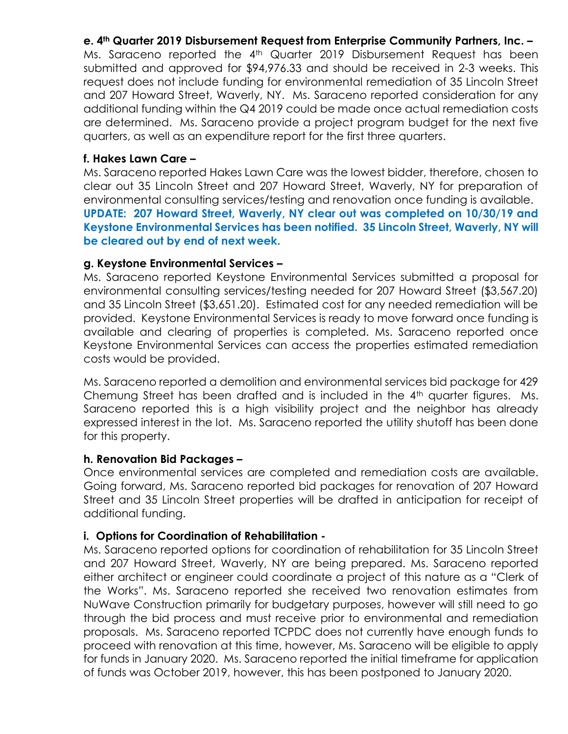**e. 4th Quarter 2019 Disbursement Request from Enterprise Community Partners, Inc. –**
Ms. Saraceno reported the 4th Quarter 2019 Disbursement Request has been submitted and approved for $94,976.33 and should be received in 2-3 weeks. This request does not include funding for environmental remediation of 35 Lincoln Street and 207 Howard Street, Waverly, NY. Ms. Saraceno reported consideration for any additional funding within the Q4 2019 could be made once actual remediation costs are determined. Ms. Saraceno provide a project program budget for the next five quarters, as well as an expenditure report for the first three quarters.

**f. Hakes Lawn Care –**
Ms. Saraceno reported Hakes Lawn Care was the lowest bidder, therefore, chosen to clear out 35 Lincoln Street and 207 Howard Street, Waverly, NY for preparation of environmental consulting services/testing and renovation once funding is available.
**UPDATE: 207 Howard Street, Waverly, NY clear out was completed on 10/30/19 and Keystone Environmental Services has been notified. 35 Lincoln Street, Waverly, NY will be cleared out by end of next week.**

**g. Keystone Environmental Services –**
Ms. Saraceno reported Keystone Environmental Services submitted a proposal for environmental consulting services/testing needed for 207 Howard Street ($3,567.20) and 35 Lincoln Street ($3,651.20). Estimated cost for any needed remediation will be provided. Keystone Environmental Services is ready to move forward once funding is available and clearing of properties is completed. Ms. Saraceno reported once Keystone Environmental Services can access the properties estimated remediation costs would be provided.

Ms. Saraceno reported a demolition and environmental services bid package for 429 Chemung Street has been drafted and is included in the 4th quarter figures. Ms. Saraceno reported this is a high visibility project and the neighbor has already expressed interest in the lot. Ms. Saraceno reported the utility shutoff has been done for this property.

**h. Renovation Bid Packages –**
Once environmental services are completed and remediation costs are available. Going forward, Ms. Saraceno reported bid packages for renovation of 207 Howard Street and 35 Lincoln Street properties will be drafted in anticipation for receipt of additional funding.

**i. Options for Coordination of Rehabilitation -**
Ms. Saraceno reported options for coordination of rehabilitation for 35 Lincoln Street and 207 Howard Street, Waverly, NY are being prepared. Ms. Saraceno reported either architect or engineer could coordinate a project of this nature as a "Clerk of the Works". Ms. Saraceno reported she received two renovation estimates from NuWave Construction primarily for budgetary purposes, however will still need to go through the bid process and must receive prior to environmental and remediation proposals. Ms. Saraceno reported TCPDC does not currently have enough funds to proceed with renovation at this time, however, Ms. Saraceno will be eligible to apply for funds in January 2020. Ms. Saraceno reported the initial timeframe for application of funds was October 2019, however, this has been postponed to January 2020.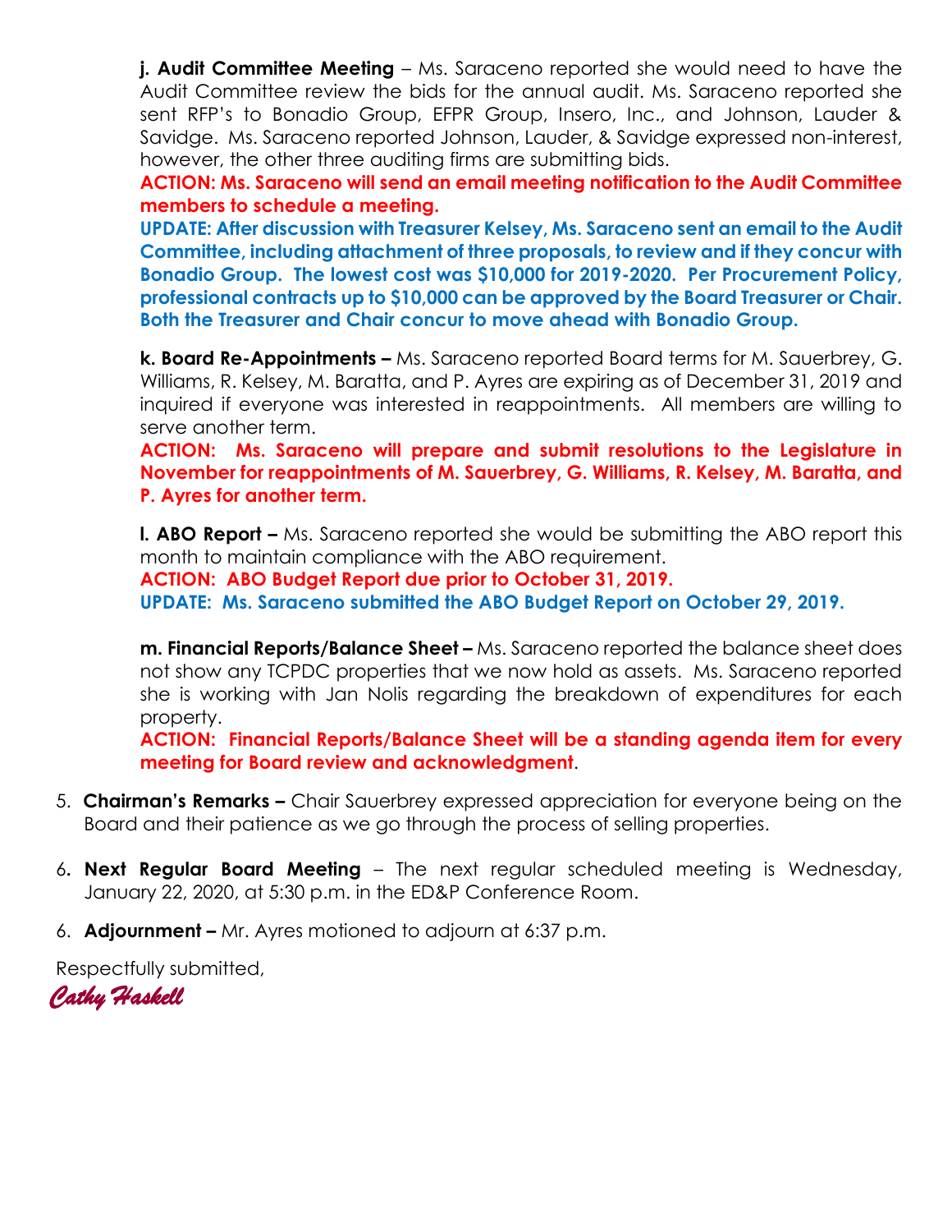**j. Audit Committee Meeting** – Ms. Saraceno reported she would need to have the Audit Committee review the bids for the annual audit. Ms. Saraceno reported she sent RFP's to Bonadio Group, EFPR Group, Insero, Inc., and Johnson, Lauder & Savidge. Ms. Saraceno reported Johnson, Lauder, & Savidge expressed non-interest, however, the other three auditing firms are submitting bids.

**ACTION: Ms. Saraceno will send an email meeting notification to the Audit Committee members to schedule a meeting.**

**UPDATE: After discussion with Treasurer Kelsey, Ms. Saraceno sent an email to the Audit Committee, including attachment of three proposals, to review and if they concur with Bonadio Group. The lowest cost was $10,000 for 2019-2020. Per Procurement Policy, professional contracts up to $10,000 can be approved by the Board Treasurer or Chair. Both the Treasurer and Chair concur to move ahead with Bonadio Group.**

**k. Board Re-Appointments –** Ms. Saraceno reported Board terms for M. Sauerbrey, G. Williams, R. Kelsey, M. Baratta, and P. Ayres are expiring as of December 31, 2019 and inquired if everyone was interested in reappointments. All members are willing to serve another term.

**ACTION: Ms. Saraceno will prepare and submit resolutions to the Legislature in November for reappointments of M. Sauerbrey, G. Williams, R. Kelsey, M. Baratta, and P. Ayres for another term.**

**l. ABO Report –** Ms. Saraceno reported she would be submitting the ABO report this month to maintain compliance with the ABO requirement.

**ACTION: ABO Budget Report due prior to October 31, 2019.**

**UPDATE: Ms. Saraceno submitted the ABO Budget Report on October 29, 2019.**

**m. Financial Reports/Balance Sheet –** Ms. Saraceno reported the balance sheet does not show any TCPDC properties that we now hold as assets. Ms. Saraceno reported she is working with Jan Nolis regarding the breakdown of expenditures for each property.

**ACTION: Financial Reports/Balance Sheet will be a standing agenda item for every meeting for Board review and acknowledgment**.

5. **Chairman's Remarks –** Chair Sauerbrey expressed appreciation for everyone being on the Board and their patience as we go through the process of selling properties.

6. **Next Regular Board Meeting** – The next regular scheduled meeting is Wednesday, January 22, 2020, at 5:30 p.m. in the ED&P Conference Room.

6. **Adjournment –** Mr. Ayres motioned to adjourn at 6:37 p.m.

Respectfully submitted,

*Cathy Haskell*